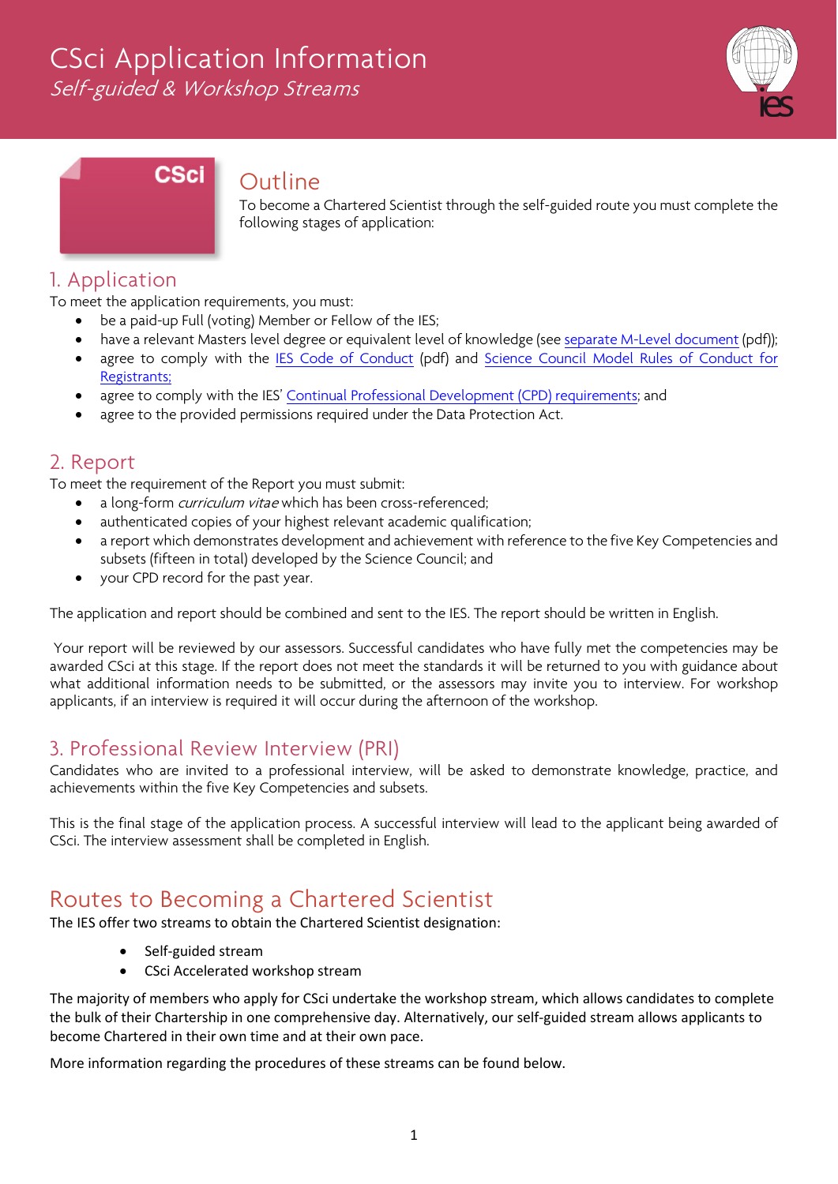# CSci Application Information

*Self-guided & Workshop Streams*

CSci

## Outline

To become a Chartered Scientist through the self-guided route you must complete the following stages of application:

## 1. Application

To meet the application requirements, you must:

- be a paid-up Full (voting) Member or Fellow of the IES;
- have a relevant Masters level degree or equivalent level of knowledge (see separate M-Level document (pdf));
- agree to comply with the IES Code of Conduct (pdf) and Science Council Model Rules of Conduct for Registrants;
- agree to comply with the IES' Continual Professional Development (CPD) requirements; and
- agree to the provided permissions required under the Data Protection Act.

## 2. Report

To meet the requirement of the Report you must submit:

- a long-form *curriculum vitae* which has been cross-referenced;
- authenticated copies of your highest relevant academic qualification;
- a report which demonstrates development and achievement with reference to the five Key Competencies and subsets (fifteen in total) developed by the Science Council; and
- your CPD record for the past year.

The application and report should be combined and sent to the IES. The report should be written in English.

Your report will be reviewed by our assessors. Successful candidates who have fully met the competencies may be awarded CSci at this stage. If the report does not meet the standards it will be returned to you with guidance about what additional information needs to be submitted, or the assessors may invite you to interview. For workshop applicants, if an interview is required it will occur during the afternoon of the workshop.

## 3. Professional Review Interview (PRI)

Candidates who are invited to a professional interview, will be asked to demonstrate knowledge, practice, and achievements within the five Key Competencies and subsets.

This is the final stage of the application process. A successful interview will lead to the applicant being awarded of CSci. The interview assessment shall be completed in English.

# Routes to Becoming a Chartered Scientist

The IES offer two streams to obtain the Chartered Scientist designation:

- Self-guided stream
- CSci Accelerated workshop stream

The majority of members who apply for CSci undertake the workshop stream, which allows candidates to complete the bulk of their Chartership in one comprehensive day. Alternatively, our self-guided stream allows applicants to become Chartered in their own time and at their own pace.

More information regarding the procedures of these streams can be found below.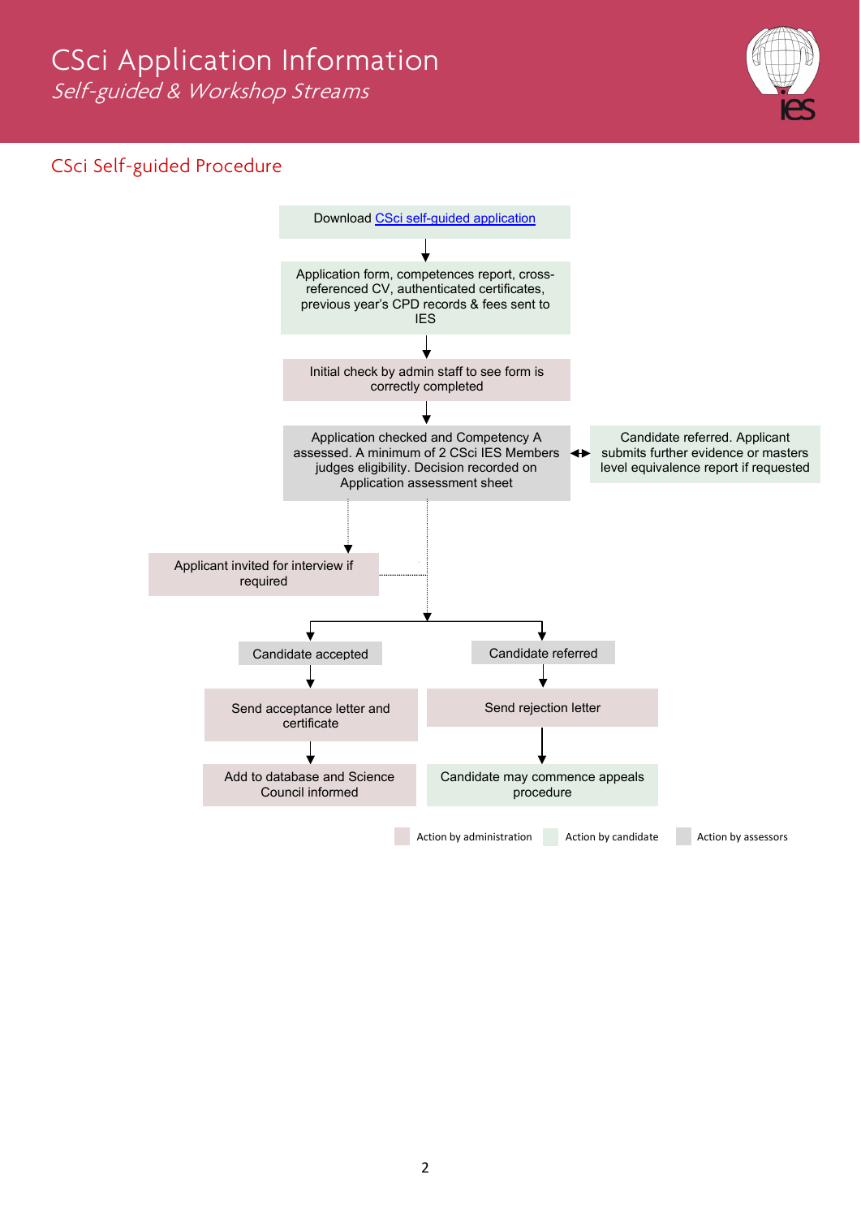# CSci Application Information

*Self-guided & Workshop Streams*

## CSci Self-guided Procedure

Download [CSci self-guided application]()

↓

Application form, competences report, cross-referenced CV, authenticated certificates, previous year's CPD records & fees sent to IES

↓

Initial check by admin staff to see form is correctly completed

↓

Application checked and Competency A assessed. A minimum of 2 CSci IES Members judges eligibility. Decision recorded on Application assessment sheet

↔ Candidate referred. Applicant submits further evidence or masters level equivalence report if requested

↓

Applicant invited for interview if required

↓

- Candidate accepted
  - ↓ Send acceptance letter and certificate
  - ↓ Add to database and Science Council informed
- Candidate referred
  - ↓ Send rejection letter
  - ↓ Candidate may commence appeals procedure

Action by administration | Action by candidate | Action by assessors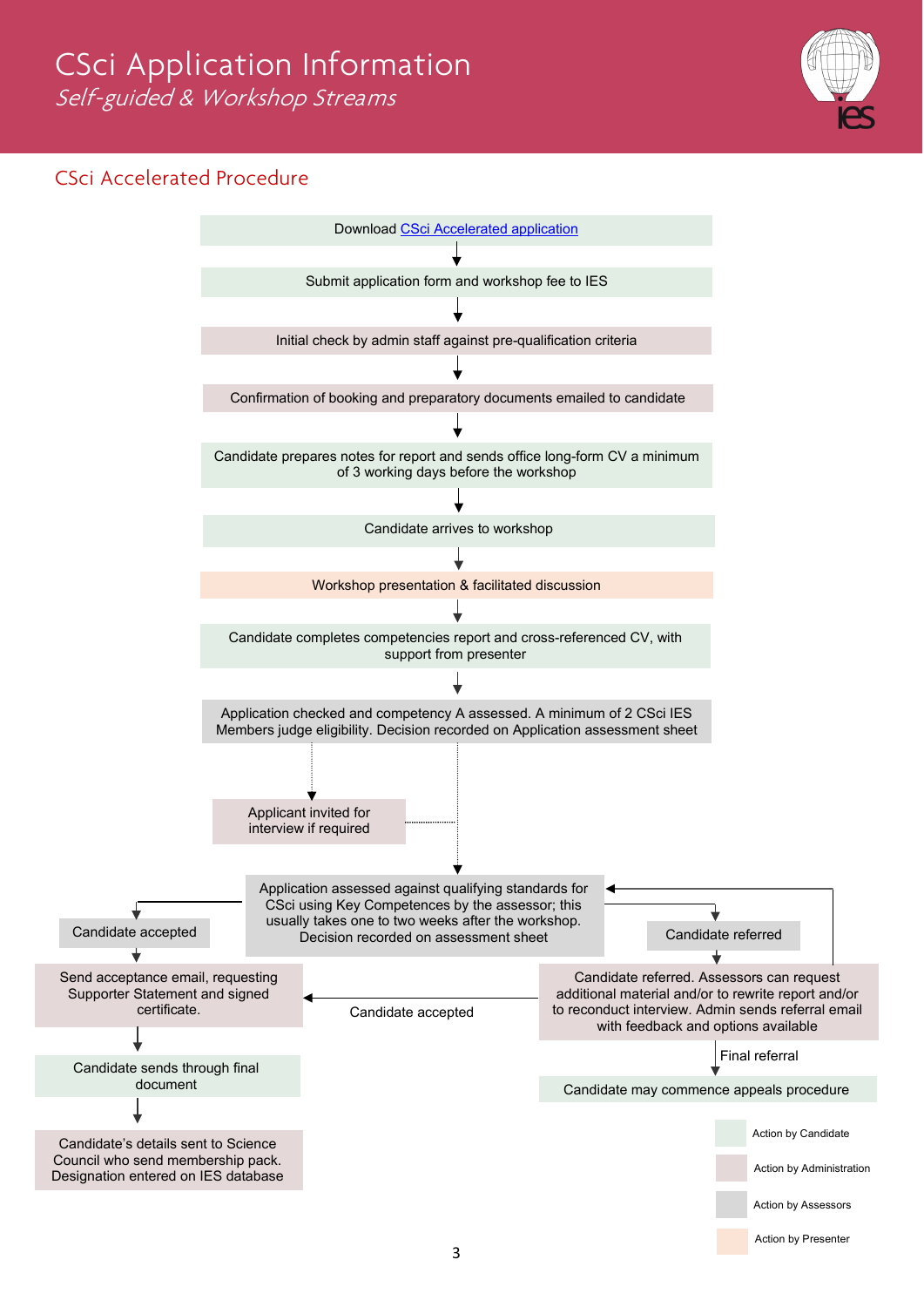# CSci Application Information

*Self-guided & Workshop Streams*

## CSci Accelerated Procedure

1. Download [CSci Accelerated application]
2. Submit application form and workshop fee to IES
3. Initial check by admin staff against pre-qualification criteria
4. Confirmation of booking and preparatory documents emailed to candidate
5. Candidate prepares notes for report and sends office long-form CV a minimum of 3 working days before the workshop
6. Candidate arrives to workshop
7. Workshop presentation & facilitated discussion
8. Candidate completes competencies report and cross-referenced CV, with support from presenter
9. Application checked and competency A assessed. A minimum of 2 CSci IES Members judge eligibility. Decision recorded on Application assessment sheet
   - Applicant invited for interview if required
10. Application assessed against qualifying standards for CSci using Key Competences by the assessor; this usually takes one to two weeks after the workshop. Decision recorded on assessment sheet

**Candidate accepted**

- Send acceptance email, requesting Supporter Statement and signed certificate.
- Candidate sends through final document
- Candidate's details sent to Science Council who send membership pack. Designation entered on IES database

**Candidate referred**

- Candidate referred. Assessors can request additional material and/or to rewrite report and/or to reconduct interview. Admin sends referral email with feedback and options available
  - Candidate accepted → Send acceptance email, requesting Supporter Statement and signed certificate.
  - Resubmission → Application assessed against qualifying standards
  - Final referral → Candidate may commence appeals procedure

**Key:**

- Action by Candidate
- Action by Administration
- Action by Assessors
- Action by Presenter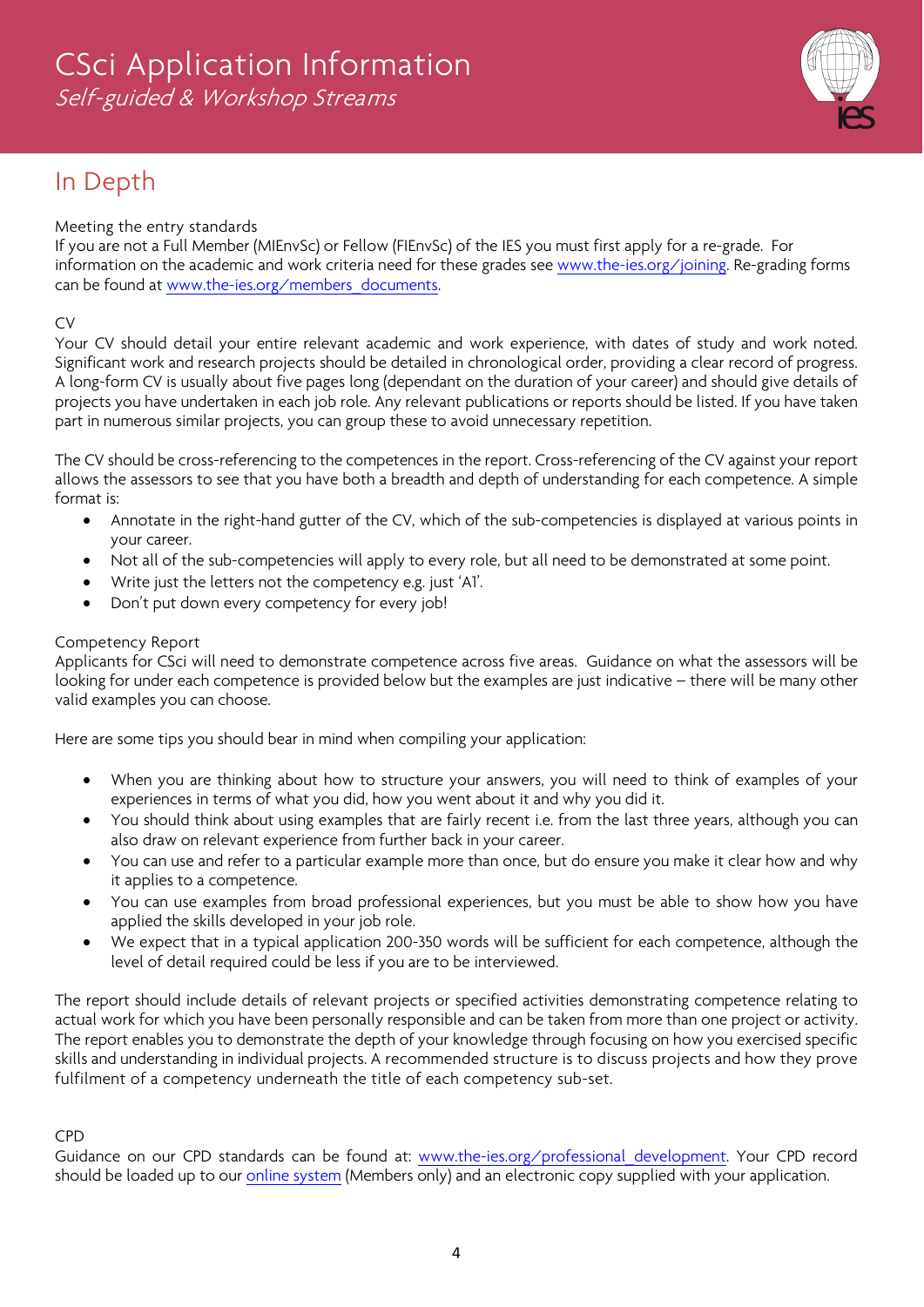# CSci Application Information

*Self-guided & Workshop Streams*

## In Depth

### Meeting the entry standards

If you are not a Full Member (MIEnvSc) or Fellow (FIEnvSc) of the IES you must first apply for a re-grade. For information on the academic and work criteria need for these grades see [www.the-ies.org/joining](www.the-ies.org/joining). Re-grading forms can be found at [www.the-ies.org/members_documents](www.the-ies.org/members_documents).

### CV

Your CV should detail your entire relevant academic and work experience, with dates of study and work noted. Significant work and research projects should be detailed in chronological order, providing a clear record of progress. A long-form CV is usually about five pages long (dependant on the duration of your career) and should give details of projects you have undertaken in each job role. Any relevant publications or reports should be listed. If you have taken part in numerous similar projects, you can group these to avoid unnecessary repetition.

The CV should be cross-referencing to the competences in the report. Cross-referencing of the CV against your report allows the assessors to see that you have both a breadth and depth of understanding for each competence. A simple format is:

- Annotate in the right-hand gutter of the CV, which of the sub-competencies is displayed at various points in your career.
- Not all of the sub-competencies will apply to every role, but all need to be demonstrated at some point.
- Write just the letters not the competency e.g. just 'A1'.
- Don't put down every competency for every job!

### Competency Report

Applicants for CSci will need to demonstrate competence across five areas. Guidance on what the assessors will be looking for under each competence is provided below but the examples are just indicative – there will be many other valid examples you can choose.

Here are some tips you should bear in mind when compiling your application:

- When you are thinking about how to structure your answers, you will need to think of examples of your experiences in terms of what you did, how you went about it and why you did it.
- You should think about using examples that are fairly recent i.e. from the last three years, although you can also draw on relevant experience from further back in your career.
- You can use and refer to a particular example more than once, but do ensure you make it clear how and why it applies to a competence.
- You can use examples from broad professional experiences, but you must be able to show how you have applied the skills developed in your job role.
- We expect that in a typical application 200-350 words will be sufficient for each competence, although the level of detail required could be less if you are to be interviewed.

The report should include details of relevant projects or specified activities demonstrating competence relating to actual work for which you have been personally responsible and can be taken from more than one project or activity. The report enables you to demonstrate the depth of your knowledge through focusing on how you exercised specific skills and understanding in individual projects. A recommended structure is to discuss projects and how they prove fulfilment of a competency underneath the title of each competency sub-set.

### CPD

Guidance on our CPD standards can be found at: [www.the-ies.org/professional_development](www.the-ies.org/professional_development). Your CPD record should be loaded up to our online system (Members only) and an electronic copy supplied with your application.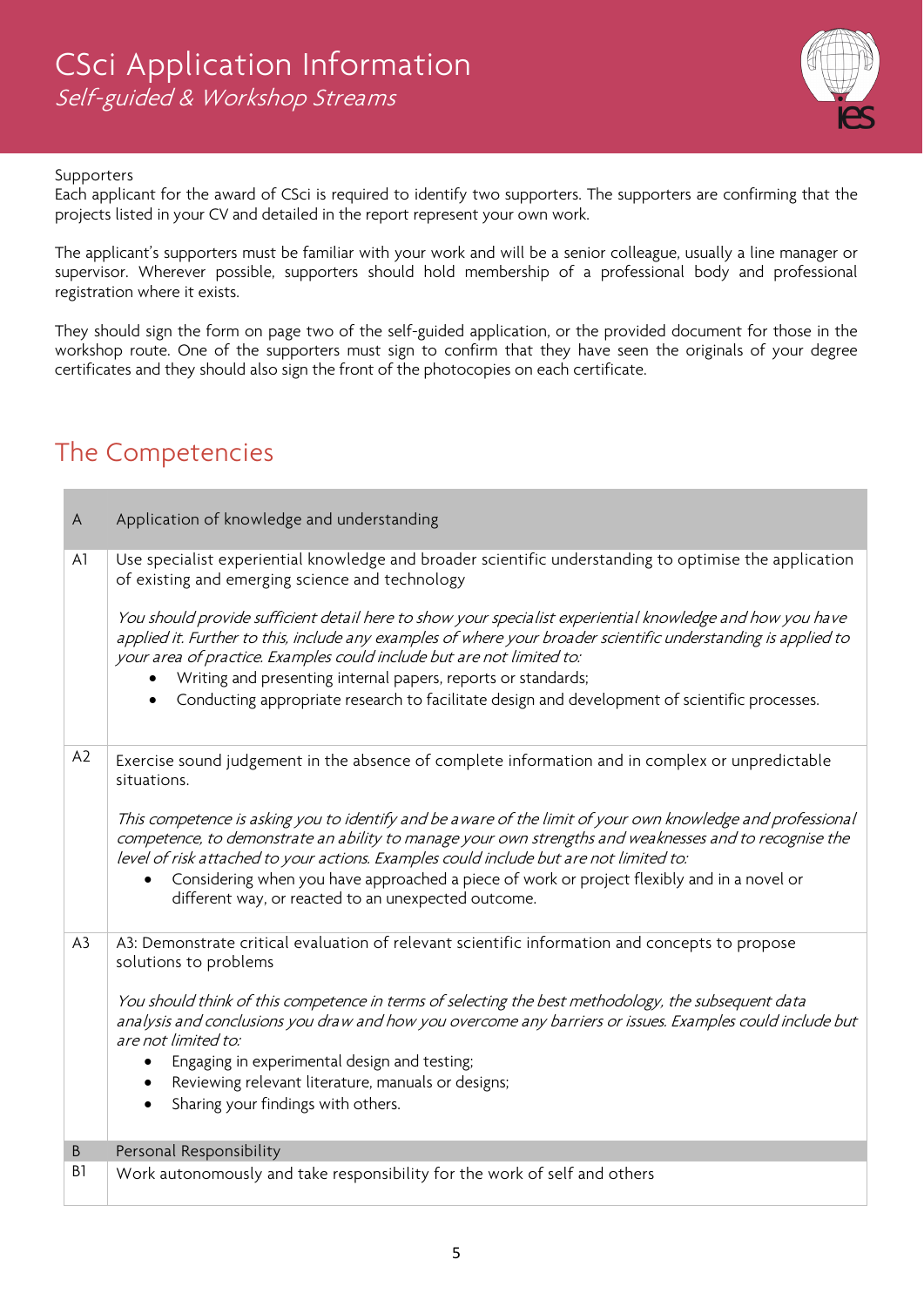Supporters

Each applicant for the award of CSci is required to identify two supporters. The supporters are confirming that the projects listed in your CV and detailed in the report represent your own work.

The applicant's supporters must be familiar with your work and will be a senior colleague, usually a line manager or supervisor. Wherever possible, supporters should hold membership of a professional body and professional registration where it exists.

They should sign the form on page two of the self-guided application, or the provided document for those in the workshop route. One of the supporters must sign to confirm that they have seen the originals of your degree certificates and they should also sign the front of the photocopies on each certificate.

## The Competencies

| A | Application of knowledge and understanding |
|---|---|
| A1 | Use specialist experiential knowledge and broader scientific understanding to optimise the application of existing and emerging science and technology<br><br>*You should provide sufficient detail here to show your specialist experiential knowledge and how you have applied it. Further to this, include any examples of where your broader scientific understanding is applied to your area of practice. Examples could include but are not limited to:*<br>• Writing and presenting internal papers, reports or standards;<br>• Conducting appropriate research to facilitate design and development of scientific processes. |
| A2 | Exercise sound judgement in the absence of complete information and in complex or unpredictable situations.<br><br>*This competence is asking you to identify and be aware of the limit of your own knowledge and professional competence, to demonstrate an ability to manage your own strengths and weaknesses and to recognise the level of risk attached to your actions. Examples could include but are not limited to:*<br>• Considering when you have approached a piece of work or project flexibly and in a novel or different way, or reacted to an unexpected outcome. |
| A3 | A3: Demonstrate critical evaluation of relevant scientific information and concepts to propose solutions to problems<br><br>*You should think of this competence in terms of selecting the best methodology, the subsequent data analysis and conclusions you draw and how you overcome any barriers or issues. Examples could include but are not limited to:*<br>• Engaging in experimental design and testing;<br>• Reviewing relevant literature, manuals or designs;<br>• Sharing your findings with others. |
| B | Personal Responsibility |
| B1 | Work autonomously and take responsibility for the work of self and others |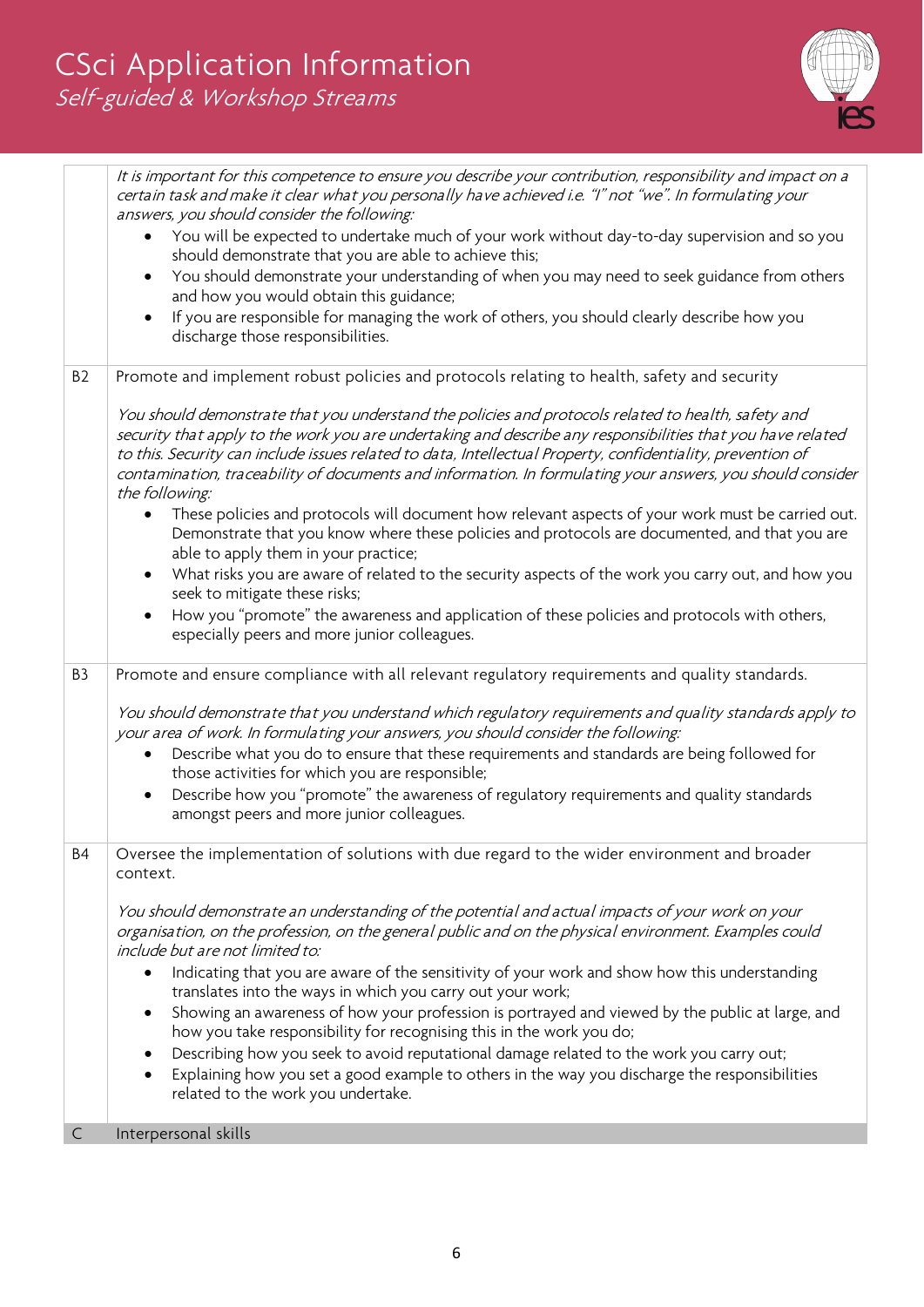| | |
|---|---|
| | *It is important for this competence to ensure you describe your contribution, responsibility and impact on a certain task and make it clear what you personally have achieved i.e. "I" not "we". In formulating your answers, you should consider the following:*<br>• You will be expected to undertake much of your work without day-to-day supervision and so you should demonstrate that you are able to achieve this;<br>• You should demonstrate your understanding of when you may need to seek guidance from others and how you would obtain this guidance;<br>• If you are responsible for managing the work of others, you should clearly describe how you discharge those responsibilities. |
| B2 | Promote and implement robust policies and protocols relating to health, safety and security<br><br>*You should demonstrate that you understand the policies and protocols related to health, safety and security that apply to the work you are undertaking and describe any responsibilities that you have related to this. Security can include issues related to data, Intellectual Property, confidentiality, prevention of contamination, traceability of documents and information. In formulating your answers, you should consider the following:*<br>• These policies and protocols will document how relevant aspects of your work must be carried out. Demonstrate that you know where these policies and protocols are documented, and that you are able to apply them in your practice;<br>• What risks you are aware of related to the security aspects of the work you carry out, and how you seek to mitigate these risks;<br>• How you "promote" the awareness and application of these policies and protocols with others, especially peers and more junior colleagues. |
| B3 | Promote and ensure compliance with all relevant regulatory requirements and quality standards.<br><br>*You should demonstrate that you understand which regulatory requirements and quality standards apply to your area of work. In formulating your answers, you should consider the following:*<br>• Describe what you do to ensure that these requirements and standards are being followed for those activities for which you are responsible;<br>• Describe how you "promote" the awareness of regulatory requirements and quality standards amongst peers and more junior colleagues. |
| B4 | Oversee the implementation of solutions with due regard to the wider environment and broader context.<br><br>*You should demonstrate an understanding of the potential and actual impacts of your work on your organisation, on the profession, on the general public and on the physical environment. Examples could include but are not limited to:*<br>• Indicating that you are aware of the sensitivity of your work and show how this understanding translates into the ways in which you carry out your work;<br>• Showing an awareness of how your profession is portrayed and viewed by the public at large, and how you take responsibility for recognising this in the work you do;<br>• Describing how you seek to avoid reputational damage related to the work you carry out;<br>• Explaining how you set a good example to others in the way you discharge the responsibilities related to the work you undertake. |
| C | Interpersonal skills |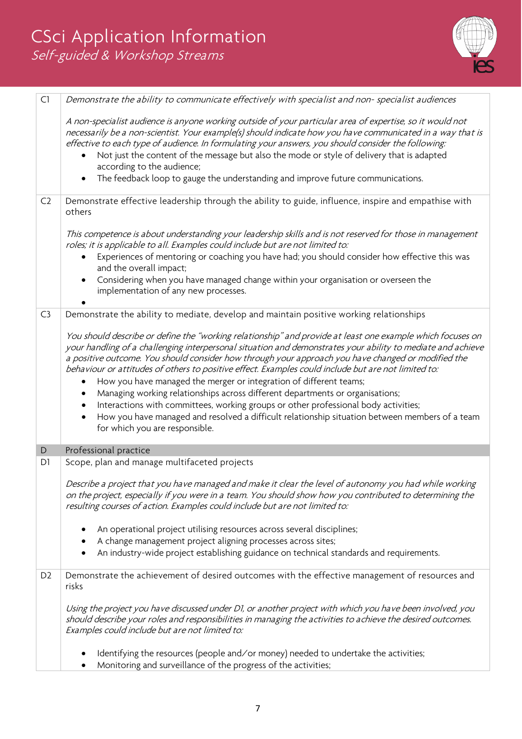| | |
|---|---|
| C1 | *Demonstrate the ability to communicate effectively with specialist and non- specialist audiences*<br><br>*A non-specialist audience is anyone working outside of your particular area of expertise, so it would not necessarily be a non-scientist. Your example(s) should indicate how you have communicated in a way that is effective to each type of audience. In formulating your answers, you should consider the following:*<br>• Not just the content of the message but also the mode or style of delivery that is adapted according to the audience;<br>• The feedback loop to gauge the understanding and improve future communications. |
| C2 | Demonstrate effective leadership through the ability to guide, influence, inspire and empathise with others<br><br>*This competence is about understanding your leadership skills and is not reserved for those in management roles; it is applicable to all. Examples could include but are not limited to:*<br>• Experiences of mentoring or coaching you have had; you should consider how effective this was and the overall impact;<br>• Considering when you have managed change within your organisation or overseen the implementation of any new processes.<br>• |
| C3 | Demonstrate the ability to mediate, develop and maintain positive working relationships<br><br>*You should describe or define the "working relationship" and provide at least one example which focuses on your handling of a challenging interpersonal situation and demonstrates your ability to mediate and achieve a positive outcome. You should consider how through your approach you have changed or modified the behaviour or attitudes of others to positive effect. Examples could include but are not limited to:*<br>• How you have managed the merger or integration of different teams;<br>• Managing working relationships across different departments or organisations;<br>• Interactions with committees, working groups or other professional body activities;<br>• How you have managed and resolved a difficult relationship situation between members of a team for which you are responsible. |
| **D** | **Professional practice** |
| D1 | Scope, plan and manage multifaceted projects<br><br>*Describe a project that you have managed and make it clear the level of autonomy you had while working on the project, especially if you were in a team. You should show how you contributed to determining the resulting courses of action. Examples could include but are not limited to:*<br>• An operational project utilising resources across several disciplines;<br>• A change management project aligning processes across sites;<br>• An industry-wide project establishing guidance on technical standards and requirements. |
| D2 | Demonstrate the achievement of desired outcomes with the effective management of resources and risks<br><br>*Using the project you have discussed under D1, or another project with which you have been involved, you should describe your roles and responsibilities in managing the activities to achieve the desired outcomes. Examples could include but are not limited to:*<br>• Identifying the resources (people and/or money) needed to undertake the activities;<br>• Monitoring and surveillance of the progress of the activities; |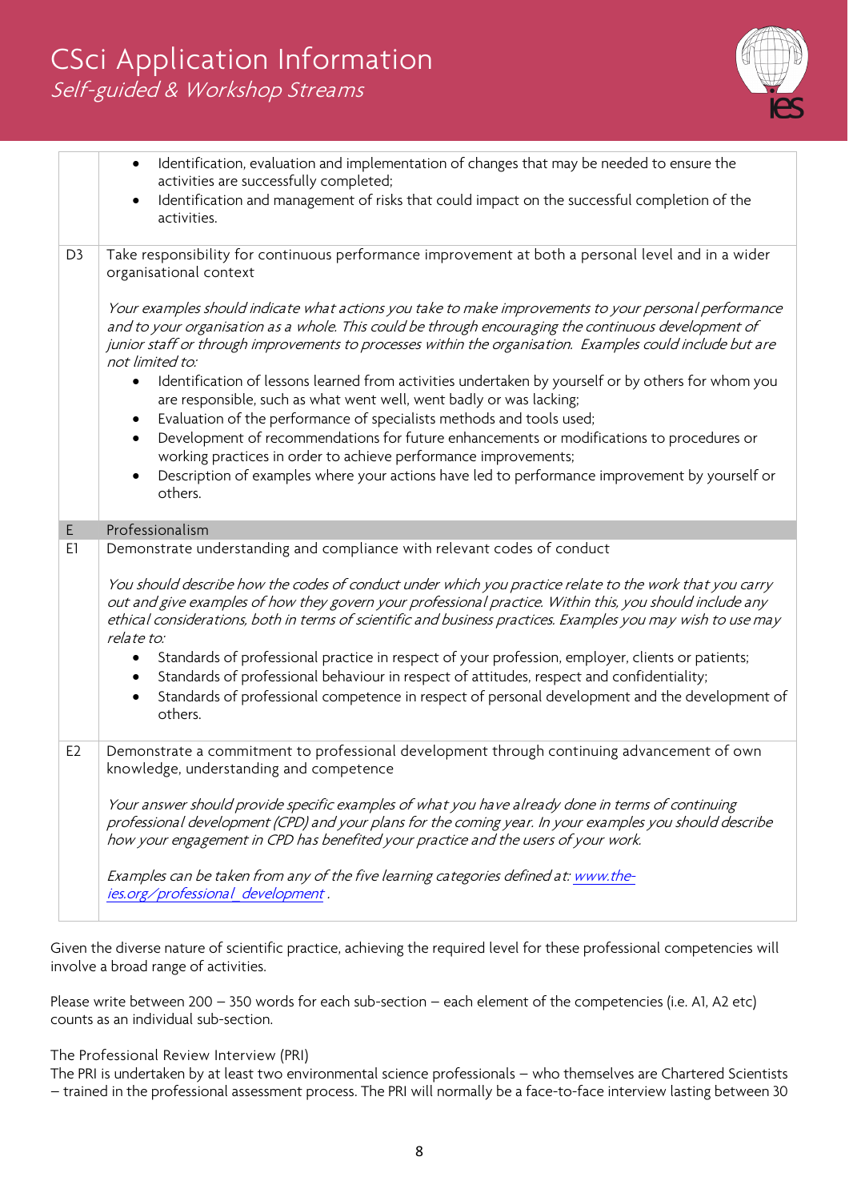| | |
|---|---|
| | • Identification, evaluation and implementation of changes that may be needed to ensure the activities are successfully completed;<br>• Identification and management of risks that could impact on the successful completion of the activities. |
| D3 | Take responsibility for continuous performance improvement at both a personal level and in a wider organisational context<br><br>*Your examples should indicate what actions you take to make improvements to your personal performance and to your organisation as a whole. This could be through encouraging the continuous development of junior staff or through improvements to processes within the organisation. Examples could include but are not limited to:*<br>• Identification of lessons learned from activities undertaken by yourself or by others for whom you are responsible, such as what went well, went badly or was lacking;<br>• Evaluation of the performance of specialists methods and tools used;<br>• Development of recommendations for future enhancements or modifications to procedures or working practices in order to achieve performance improvements;<br>• Description of examples where your actions have led to performance improvement by yourself or others. |
| **E** | **Professionalism** |
| E1 | Demonstrate understanding and compliance with relevant codes of conduct<br><br>*You should describe how the codes of conduct under which you practice relate to the work that you carry out and give examples of how they govern your professional practice. Within this, you should include any ethical considerations, both in terms of scientific and business practices. Examples you may wish to use may relate to:*<br>• Standards of professional practice in respect of your profession, employer, clients or patients;<br>• Standards of professional behaviour in respect of attitudes, respect and confidentiality;<br>• Standards of professional competence in respect of personal development and the development of others. |
| E2 | Demonstrate a commitment to professional development through continuing advancement of own knowledge, understanding and competence<br><br>*Your answer should provide specific examples of what you have already done in terms of continuing professional development (CPD) and your plans for the coming year. In your examples you should describe how your engagement in CPD has benefited your practice and the users of your work.*<br><br>*Examples can be taken from any of the five learning categories defined at: [www.the-ies.org/professional_development](www.the-ies.org/professional_development).* |

Given the diverse nature of scientific practice, achieving the required level for these professional competencies will involve a broad range of activities.

Please write between 200 – 350 words for each sub-section – each element of the competencies (i.e. A1, A2 etc) counts as an individual sub-section.

The Professional Review Interview (PRI)

The PRI is undertaken by at least two environmental science professionals – who themselves are Chartered Scientists – trained in the professional assessment process. The PRI will normally be a face-to-face interview lasting between 30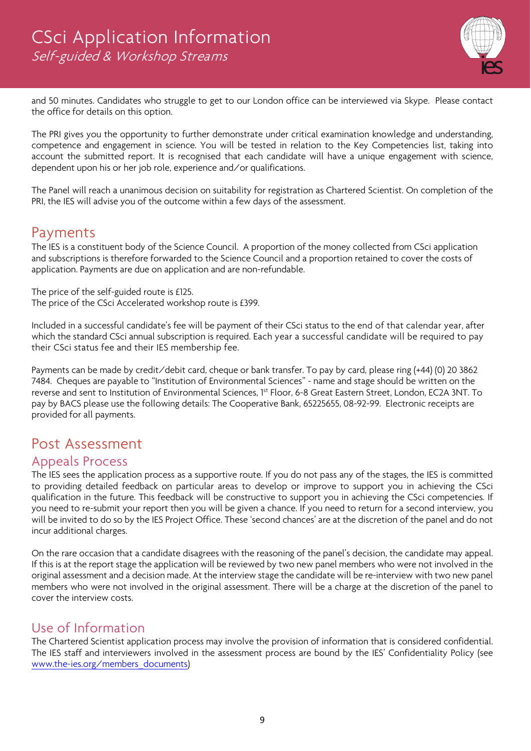and 50 minutes. Candidates who struggle to get to our London office can be interviewed via Skype. Please contact the office for details on this option.

The PRI gives you the opportunity to further demonstrate under critical examination knowledge and understanding, competence and engagement in science. You will be tested in relation to the Key Competencies list, taking into account the submitted report. It is recognised that each candidate will have a unique engagement with science, dependent upon his or her job role, experience and/or qualifications.

The Panel will reach a unanimous decision on suitability for registration as Chartered Scientist. On completion of the PRI, the IES will advise you of the outcome within a few days of the assessment.

## Payments

The IES is a constituent body of the Science Council. A proportion of the money collected from CSci application and subscriptions is therefore forwarded to the Science Council and a proportion retained to cover the costs of application. Payments are due on application and are non-refundable.

The price of the self-guided route is £125.
The price of the CSci Accelerated workshop route is £399.

Included in a successful candidate's fee will be payment of their CSci status to the end of that calendar year, after which the standard CSci annual subscription is required. Each year a successful candidate will be required to pay their CSci status fee and their IES membership fee.

Payments can be made by credit/debit card, cheque or bank transfer. To pay by card, please ring (+44) (0) 20 3862 7484. Cheques are payable to "Institution of Environmental Sciences" - name and stage should be written on the reverse and sent to Institution of Environmental Sciences, 1st Floor, 6-8 Great Eastern Street, London, EC2A 3NT. To pay by BACS please use the following details: The Cooperative Bank, 65225655, 08-92-99. Electronic receipts are provided for all payments.

## Post Assessment

### Appeals Process

The IES sees the application process as a supportive route. If you do not pass any of the stages, the IES is committed to providing detailed feedback on particular areas to develop or improve to support you in achieving the CSci qualification in the future. This feedback will be constructive to support you in achieving the CSci competencies. If you need to re-submit your report then you will be given a chance. If you need to return for a second interview, you will be invited to do so by the IES Project Office. These 'second chances' are at the discretion of the panel and do not incur additional charges.

On the rare occasion that a candidate disagrees with the reasoning of the panel's decision, the candidate may appeal. If this is at the report stage the application will be reviewed by two new panel members who were not involved in the original assessment and a decision made. At the interview stage the candidate will be re-interview with two new panel members who were not involved in the original assessment. There will be a charge at the discretion of the panel to cover the interview costs.

## Use of Information

The Chartered Scientist application process may involve the provision of information that is considered confidential. The IES staff and interviewers involved in the assessment process are bound by the IES' Confidentiality Policy (see www.the-ies.org/members_documents)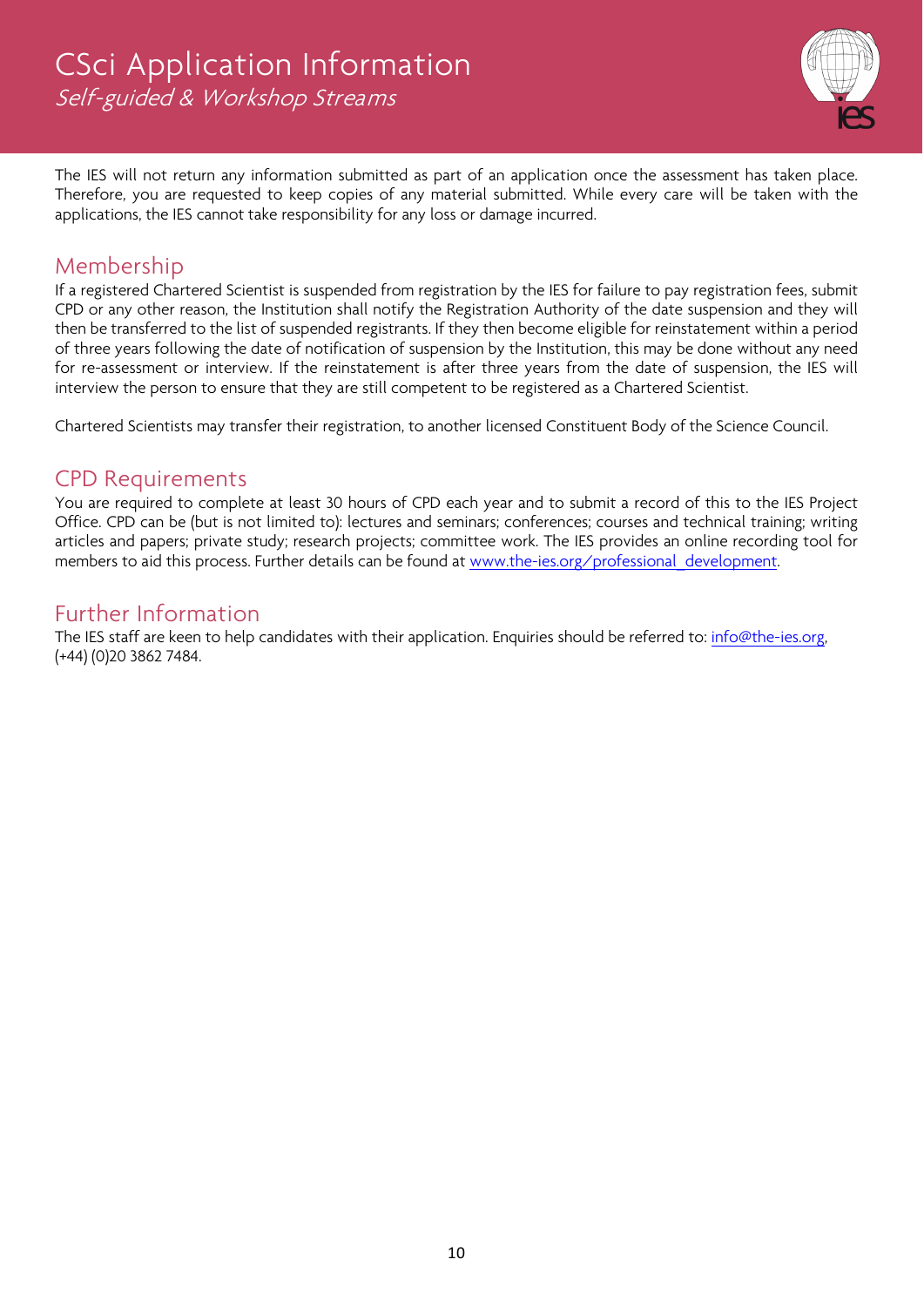# CSci Application Information

*Self-guided & Workshop Streams*

The IES will not return any information submitted as part of an application once the assessment has taken place. Therefore, you are requested to keep copies of any material submitted. While every care will be taken with the applications, the IES cannot take responsibility for any loss or damage incurred.

## Membership

If a registered Chartered Scientist is suspended from registration by the IES for failure to pay registration fees, submit CPD or any other reason, the Institution shall notify the Registration Authority of the date suspension and they will then be transferred to the list of suspended registrants. If they then become eligible for reinstatement within a period of three years following the date of notification of suspension by the Institution, this may be done without any need for re-assessment or interview. If the reinstatement is after three years from the date of suspension, the IES will interview the person to ensure that they are still competent to be registered as a Chartered Scientist.

Chartered Scientists may transfer their registration, to another licensed Constituent Body of the Science Council.

## CPD Requirements

You are required to complete at least 30 hours of CPD each year and to submit a record of this to the IES Project Office. CPD can be (but is not limited to): lectures and seminars; conferences; courses and technical training; writing articles and papers; private study; research projects; committee work. The IES provides an online recording tool for members to aid this process. Further details can be found at www.the-ies.org/professional_development.

## Further Information

The IES staff are keen to help candidates with their application. Enquiries should be referred to: info@the-ies.org, (+44) (0)20 3862 7484.